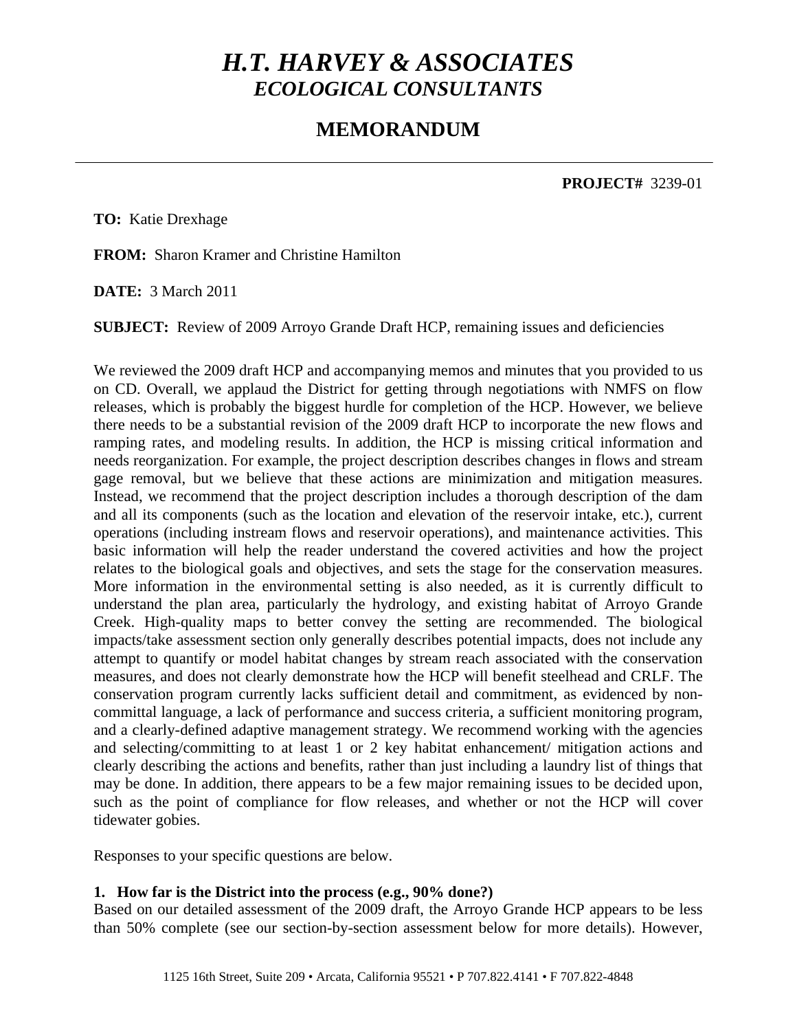# *H.T. HARVEY & ASSOCIATES*
## *ECOLOGICAL CONSULTANTS*

## MEMORANDUM

**PROJECT#** 3239-01

**TO:** Katie Drexhage

**FROM:** Sharon Kramer and Christine Hamilton

**DATE:** 3 March 2011

**SUBJECT:** Review of 2009 Arroyo Grande Draft HCP, remaining issues and deficiencies

We reviewed the 2009 draft HCP and accompanying memos and minutes that you provided to us on CD. Overall, we applaud the District for getting through negotiations with NMFS on flow releases, which is probably the biggest hurdle for completion of the HCP. However, we believe there needs to be a substantial revision of the 2009 draft HCP to incorporate the new flows and ramping rates, and modeling results. In addition, the HCP is missing critical information and needs reorganization. For example, the project description describes changes in flows and stream gage removal, but we believe that these actions are minimization and mitigation measures. Instead, we recommend that the project description includes a thorough description of the dam and all its components (such as the location and elevation of the reservoir intake, etc.), current operations (including instream flows and reservoir operations), and maintenance activities. This basic information will help the reader understand the covered activities and how the project relates to the biological goals and objectives, and sets the stage for the conservation measures. More information in the environmental setting is also needed, as it is currently difficult to understand the plan area, particularly the hydrology, and existing habitat of Arroyo Grande Creek. High-quality maps to better convey the setting are recommended. The biological impacts/take assessment section only generally describes potential impacts, does not include any attempt to quantify or model habitat changes by stream reach associated with the conservation measures, and does not clearly demonstrate how the HCP will benefit steelhead and CRLF. The conservation program currently lacks sufficient detail and commitment, as evidenced by non-committal language, a lack of performance and success criteria, a sufficient monitoring program, and a clearly-defined adaptive management strategy. We recommend working with the agencies and selecting/committing to at least 1 or 2 key habitat enhancement/ mitigation actions and clearly describing the actions and benefits, rather than just including a laundry list of things that may be done. In addition, there appears to be a few major remaining issues to be decided upon, such as the point of compliance for flow releases, and whether or not the HCP will cover tidewater gobies.

Responses to your specific questions are below.

**1. How far is the District into the process (e.g., 90% done?)**

Based on our detailed assessment of the 2009 draft, the Arroyo Grande HCP appears to be less than 50% complete (see our section-by-section assessment below for more details). However,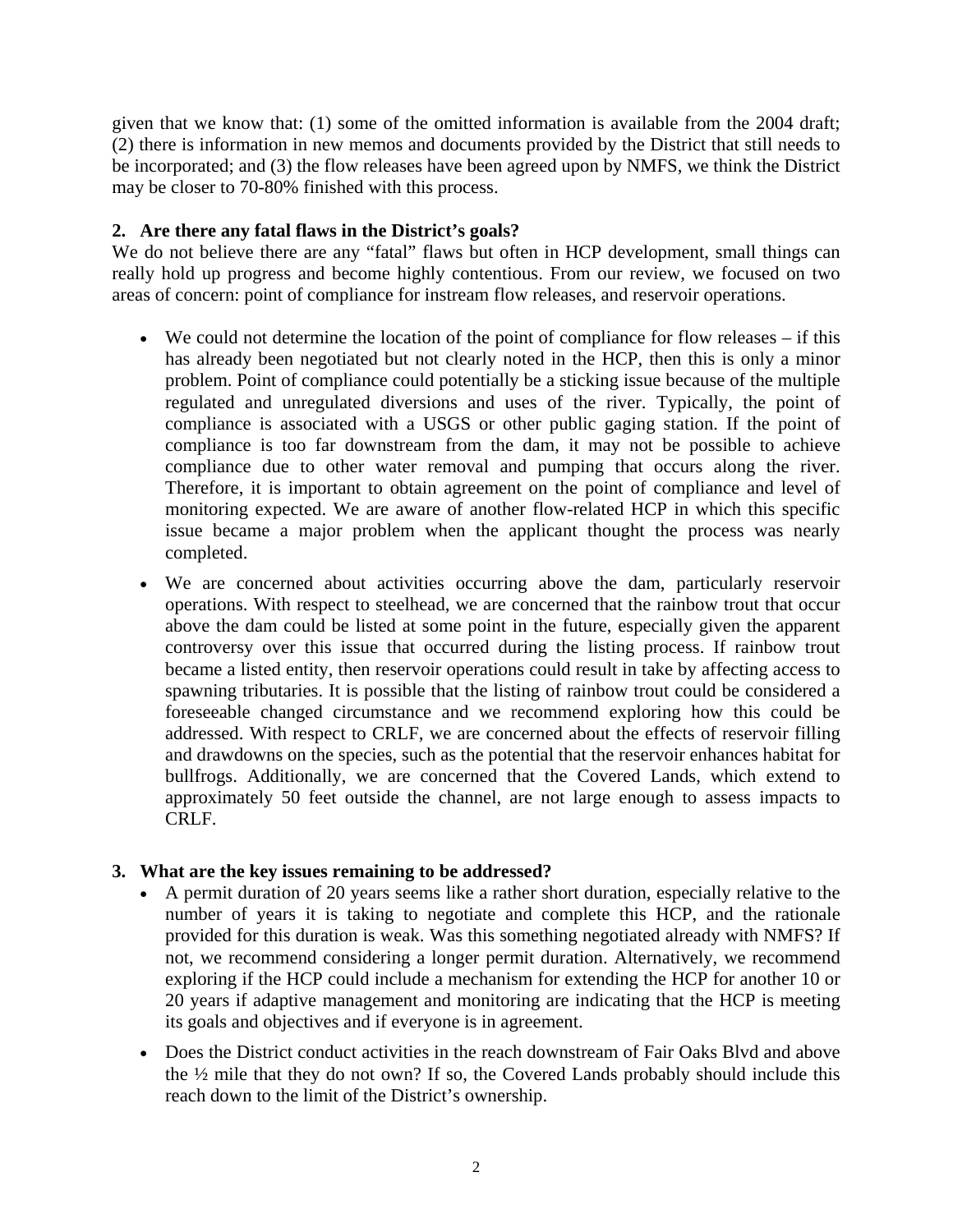given that we know that: (1) some of the omitted information is available from the 2004 draft; (2) there is information in new memos and documents provided by the District that still needs to be incorporated; and (3) the flow releases have been agreed upon by NMFS, we think the District may be closer to 70-80% finished with this process.

**2. Are there any fatal flaws in the District's goals?**

We do not believe there are any "fatal" flaws but often in HCP development, small things can really hold up progress and become highly contentious. From our review, we focused on two areas of concern: point of compliance for instream flow releases, and reservoir operations.

- We could not determine the location of the point of compliance for flow releases – if this has already been negotiated but not clearly noted in the HCP, then this is only a minor problem. Point of compliance could potentially be a sticking issue because of the multiple regulated and unregulated diversions and uses of the river. Typically, the point of compliance is associated with a USGS or other public gaging station. If the point of compliance is too far downstream from the dam, it may not be possible to achieve compliance due to other water removal and pumping that occurs along the river. Therefore, it is important to obtain agreement on the point of compliance and level of monitoring expected. We are aware of another flow-related HCP in which this specific issue became a major problem when the applicant thought the process was nearly completed.
- We are concerned about activities occurring above the dam, particularly reservoir operations. With respect to steelhead, we are concerned that the rainbow trout that occur above the dam could be listed at some point in the future, especially given the apparent controversy over this issue that occurred during the listing process. If rainbow trout became a listed entity, then reservoir operations could result in take by affecting access to spawning tributaries. It is possible that the listing of rainbow trout could be considered a foreseeable changed circumstance and we recommend exploring how this could be addressed. With respect to CRLF, we are concerned about the effects of reservoir filling and drawdowns on the species, such as the potential that the reservoir enhances habitat for bullfrogs. Additionally, we are concerned that the Covered Lands, which extend to approximately 50 feet outside the channel, are not large enough to assess impacts to CRLF.

**3. What are the key issues remaining to be addressed?**

- A permit duration of 20 years seems like a rather short duration, especially relative to the number of years it is taking to negotiate and complete this HCP, and the rationale provided for this duration is weak. Was this something negotiated already with NMFS? If not, we recommend considering a longer permit duration. Alternatively, we recommend exploring if the HCP could include a mechanism for extending the HCP for another 10 or 20 years if adaptive management and monitoring are indicating that the HCP is meeting its goals and objectives and if everyone is in agreement.
- Does the District conduct activities in the reach downstream of Fair Oaks Blvd and above the ½ mile that they do not own? If so, the Covered Lands probably should include this reach down to the limit of the District's ownership.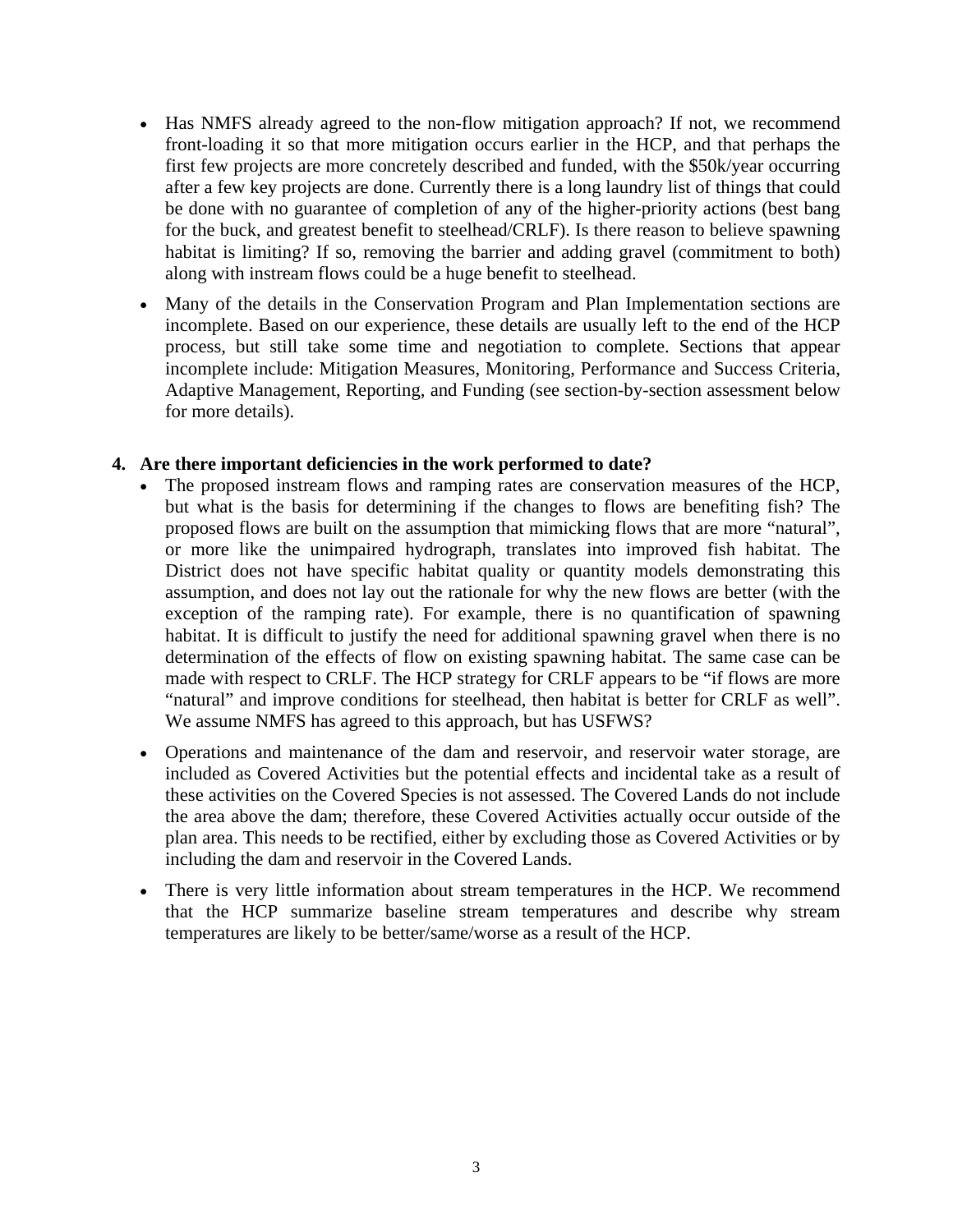- Has NMFS already agreed to the non-flow mitigation approach? If not, we recommend front-loading it so that more mitigation occurs earlier in the HCP, and that perhaps the first few projects are more concretely described and funded, with the $50k/year occurring after a few key projects are done. Currently there is a long laundry list of things that could be done with no guarantee of completion of any of the higher-priority actions (best bang for the buck, and greatest benefit to steelhead/CRLF). Is there reason to believe spawning habitat is limiting? If so, removing the barrier and adding gravel (commitment to both) along with instream flows could be a huge benefit to steelhead.

- Many of the details in the Conservation Program and Plan Implementation sections are incomplete. Based on our experience, these details are usually left to the end of the HCP process, but still take some time and negotiation to complete. Sections that appear incomplete include: Mitigation Measures, Monitoring, Performance and Success Criteria, Adaptive Management, Reporting, and Funding (see section-by-section assessment below for more details).

**4. Are there important deficiencies in the work performed to date?**

- The proposed instream flows and ramping rates are conservation measures of the HCP, but what is the basis for determining if the changes to flows are benefiting fish? The proposed flows are built on the assumption that mimicking flows that are more "natural", or more like the unimpaired hydrograph, translates into improved fish habitat. The District does not have specific habitat quality or quantity models demonstrating this assumption, and does not lay out the rationale for why the new flows are better (with the exception of the ramping rate). For example, there is no quantification of spawning habitat. It is difficult to justify the need for additional spawning gravel when there is no determination of the effects of flow on existing spawning habitat. The same case can be made with respect to CRLF. The HCP strategy for CRLF appears to be "if flows are more "natural" and improve conditions for steelhead, then habitat is better for CRLF as well". We assume NMFS has agreed to this approach, but has USFWS?

- Operations and maintenance of the dam and reservoir, and reservoir water storage, are included as Covered Activities but the potential effects and incidental take as a result of these activities on the Covered Species is not assessed. The Covered Lands do not include the area above the dam; therefore, these Covered Activities actually occur outside of the plan area. This needs to be rectified, either by excluding those as Covered Activities or by including the dam and reservoir in the Covered Lands.

- There is very little information about stream temperatures in the HCP. We recommend that the HCP summarize baseline stream temperatures and describe why stream temperatures are likely to be better/same/worse as a result of the HCP.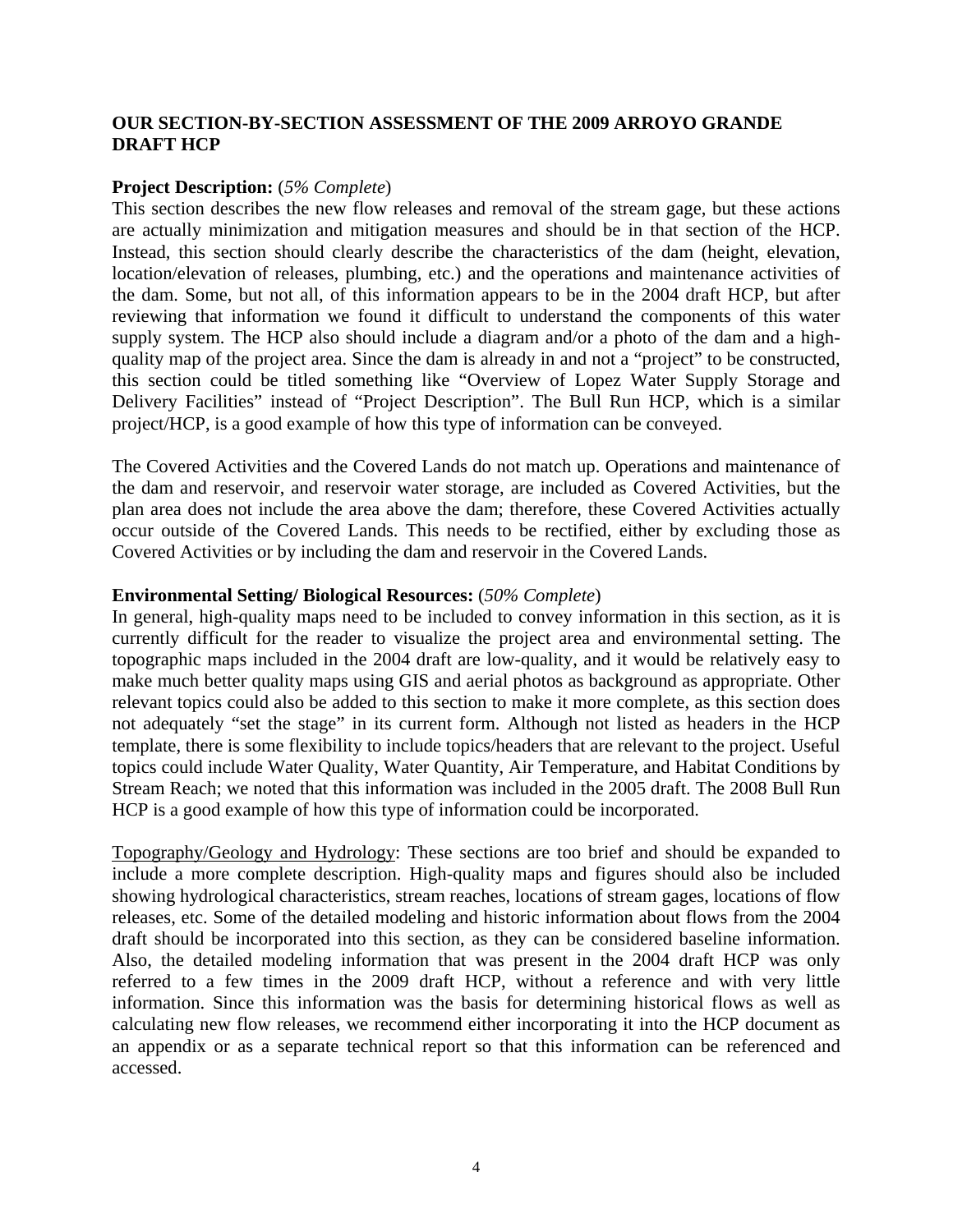## OUR SECTION-BY-SECTION ASSESSMENT OF THE 2009 ARROYO GRANDE DRAFT HCP

**Project Description:** (*5% Complete*)
This section describes the new flow releases and removal of the stream gage, but these actions are actually minimization and mitigation measures and should be in that section of the HCP. Instead, this section should clearly describe the characteristics of the dam (height, elevation, location/elevation of releases, plumbing, etc.) and the operations and maintenance activities of the dam. Some, but not all, of this information appears to be in the 2004 draft HCP, but after reviewing that information we found it difficult to understand the components of this water supply system. The HCP also should include a diagram and/or a photo of the dam and a high-quality map of the project area. Since the dam is already in and not a "project" to be constructed, this section could be titled something like "Overview of Lopez Water Supply Storage and Delivery Facilities" instead of "Project Description". The Bull Run HCP, which is a similar project/HCP, is a good example of how this type of information can be conveyed.

The Covered Activities and the Covered Lands do not match up. Operations and maintenance of the dam and reservoir, and reservoir water storage, are included as Covered Activities, but the plan area does not include the area above the dam; therefore, these Covered Activities actually occur outside of the Covered Lands. This needs to be rectified, either by excluding those as Covered Activities or by including the dam and reservoir in the Covered Lands.

**Environmental Setting/ Biological Resources:** (*50% Complete*)
In general, high-quality maps need to be included to convey information in this section, as it is currently difficult for the reader to visualize the project area and environmental setting. The topographic maps included in the 2004 draft are low-quality, and it would be relatively easy to make much better quality maps using GIS and aerial photos as background as appropriate. Other relevant topics could also be added to this section to make it more complete, as this section does not adequately "set the stage" in its current form. Although not listed as headers in the HCP template, there is some flexibility to include topics/headers that are relevant to the project. Useful topics could include Water Quality, Water Quantity, Air Temperature, and Habitat Conditions by Stream Reach; we noted that this information was included in the 2005 draft. The 2008 Bull Run HCP is a good example of how this type of information could be incorporated.

<u>Topography/Geology and Hydrology</u>: These sections are too brief and should be expanded to include a more complete description. High-quality maps and figures should also be included showing hydrological characteristics, stream reaches, locations of stream gages, locations of flow releases, etc. Some of the detailed modeling and historic information about flows from the 2004 draft should be incorporated into this section, as they can be considered baseline information. Also, the detailed modeling information that was present in the 2004 draft HCP was only referred to a few times in the 2009 draft HCP, without a reference and with very little information. Since this information was the basis for determining historical flows as well as calculating new flow releases, we recommend either incorporating it into the HCP document as an appendix or as a separate technical report so that this information can be referenced and accessed.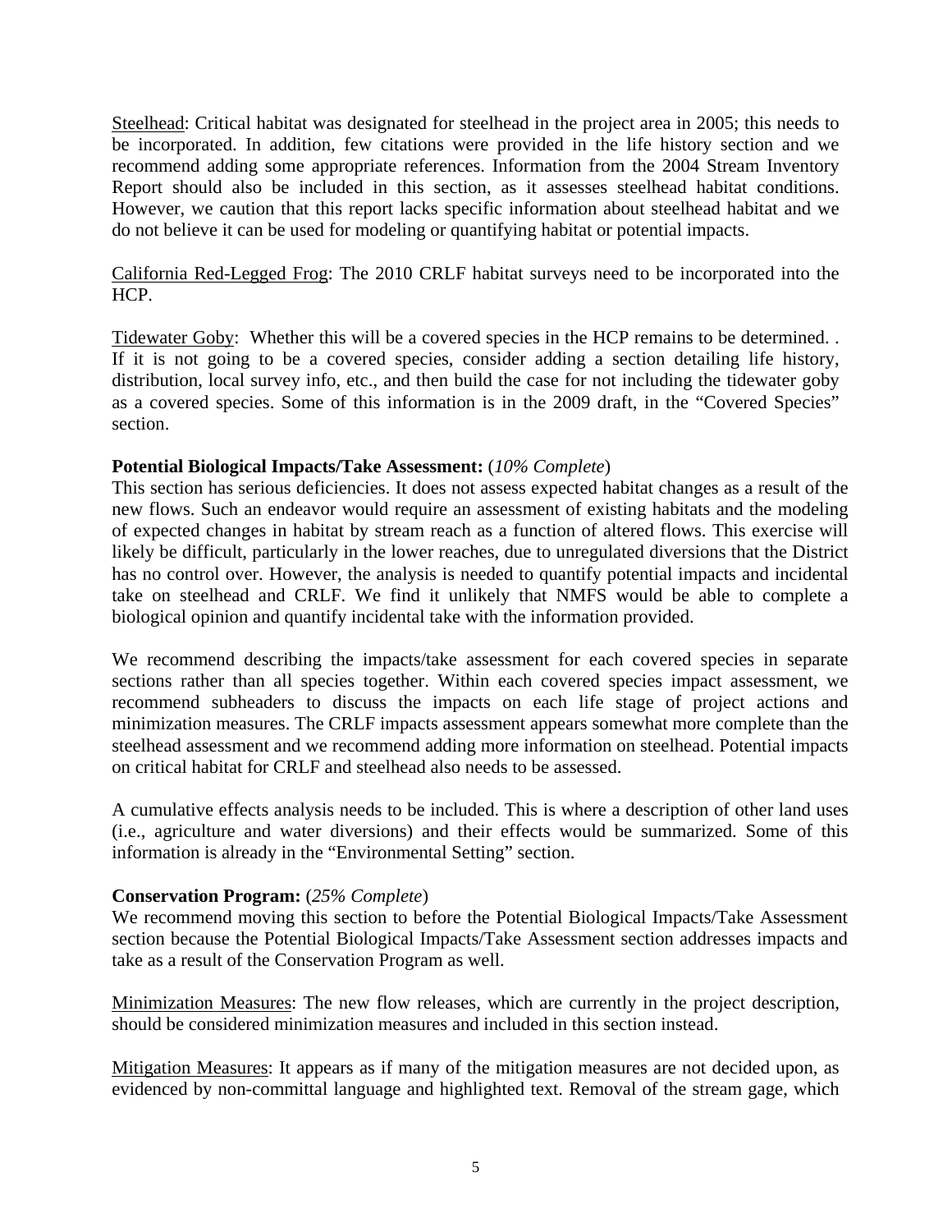Steelhead: Critical habitat was designated for steelhead in the project area in 2005; this needs to be incorporated. In addition, few citations were provided in the life history section and we recommend adding some appropriate references. Information from the 2004 Stream Inventory Report should also be included in this section, as it assesses steelhead habitat conditions. However, we caution that this report lacks specific information about steelhead habitat and we do not believe it can be used for modeling or quantifying habitat or potential impacts.

California Red-Legged Frog: The 2010 CRLF habitat surveys need to be incorporated into the HCP.

Tidewater Goby: Whether this will be a covered species in the HCP remains to be determined. . If it is not going to be a covered species, consider adding a section detailing life history, distribution, local survey info, etc., and then build the case for not including the tidewater goby as a covered species. Some of this information is in the 2009 draft, in the "Covered Species" section.

**Potential Biological Impacts/Take Assessment:** (*10% Complete*)
This section has serious deficiencies. It does not assess expected habitat changes as a result of the new flows. Such an endeavor would require an assessment of existing habitats and the modeling of expected changes in habitat by stream reach as a function of altered flows. This exercise will likely be difficult, particularly in the lower reaches, due to unregulated diversions that the District has no control over. However, the analysis is needed to quantify potential impacts and incidental take on steelhead and CRLF. We find it unlikely that NMFS would be able to complete a biological opinion and quantify incidental take with the information provided.

We recommend describing the impacts/take assessment for each covered species in separate sections rather than all species together. Within each covered species impact assessment, we recommend subheaders to discuss the impacts on each life stage of project actions and minimization measures. The CRLF impacts assessment appears somewhat more complete than the steelhead assessment and we recommend adding more information on steelhead. Potential impacts on critical habitat for CRLF and steelhead also needs to be assessed.

A cumulative effects analysis needs to be included. This is where a description of other land uses (i.e., agriculture and water diversions) and their effects would be summarized. Some of this information is already in the "Environmental Setting" section.

**Conservation Program:** (*25% Complete*)
We recommend moving this section to before the Potential Biological Impacts/Take Assessment section because the Potential Biological Impacts/Take Assessment section addresses impacts and take as a result of the Conservation Program as well.

Minimization Measures: The new flow releases, which are currently in the project description, should be considered minimization measures and included in this section instead.

Mitigation Measures: It appears as if many of the mitigation measures are not decided upon, as evidenced by non-committal language and highlighted text. Removal of the stream gage, which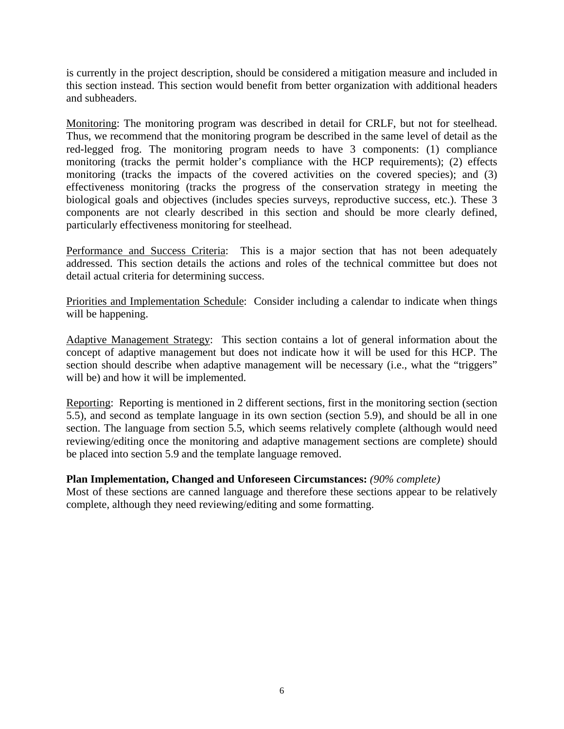is currently in the project description, should be considered a mitigation measure and included in this section instead. This section would benefit from better organization with additional headers and subheaders.

Monitoring: The monitoring program was described in detail for CRLF, but not for steelhead. Thus, we recommend that the monitoring program be described in the same level of detail as the red-legged frog. The monitoring program needs to have 3 components: (1) compliance monitoring (tracks the permit holder's compliance with the HCP requirements); (2) effects monitoring (tracks the impacts of the covered activities on the covered species); and (3) effectiveness monitoring (tracks the progress of the conservation strategy in meeting the biological goals and objectives (includes species surveys, reproductive success, etc.). These 3 components are not clearly described in this section and should be more clearly defined, particularly effectiveness monitoring for steelhead.

Performance and Success Criteria: This is a major section that has not been adequately addressed. This section details the actions and roles of the technical committee but does not detail actual criteria for determining success.

Priorities and Implementation Schedule: Consider including a calendar to indicate when things will be happening.

Adaptive Management Strategy: This section contains a lot of general information about the concept of adaptive management but does not indicate how it will be used for this HCP. The section should describe when adaptive management will be necessary (i.e., what the "triggers" will be) and how it will be implemented.

Reporting: Reporting is mentioned in 2 different sections, first in the monitoring section (section 5.5), and second as template language in its own section (section 5.9), and should be all in one section. The language from section 5.5, which seems relatively complete (although would need reviewing/editing once the monitoring and adaptive management sections are complete) should be placed into section 5.9 and the template language removed.

**Plan Implementation, Changed and Unforeseen Circumstances:** *(90% complete)*
Most of these sections are canned language and therefore these sections appear to be relatively complete, although they need reviewing/editing and some formatting.